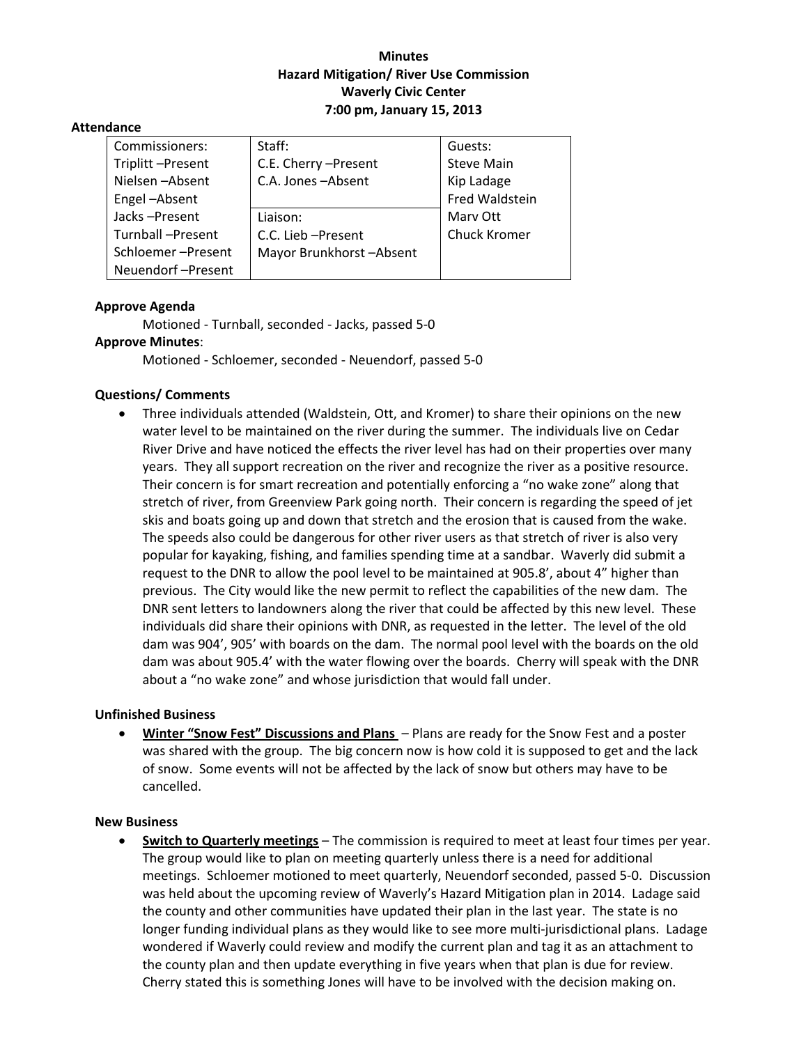# Minutes
## Hazard Mitigation/ River Use Commission
## Waverly Civic Center
## 7:00 pm, January 15, 2013

**Attendance**

| Commissioners: | Staff: | Guests: |
|---|---|---|
| Triplitt –Present | C.E. Cherry –Present | Steve Main |
| Nielsen –Absent | C.A. Jones –Absent | Kip Ladage |
| Engel –Absent | | Fred Waldstein |
| Jacks –Present | Liaison: | Marv Ott |
| Turnball –Present | C.C. Lieb –Present | Chuck Kromer |
| Schloemer –Present | Mayor Brunkhorst –Absent | |
| Neuendorf –Present | | |

**Approve Agenda**

Motioned - Turnball, seconded - Jacks, passed 5-0

**Approve Minutes**:

Motioned - Schloemer, seconded - Neuendorf, passed 5-0

**Questions/ Comments**

- Three individuals attended (Waldstein, Ott, and Kromer) to share their opinions on the new water level to be maintained on the river during the summer. The individuals live on Cedar River Drive and have noticed the effects the river level has had on their properties over many years. They all support recreation on the river and recognize the river as a positive resource. Their concern is for smart recreation and potentially enforcing a "no wake zone" along that stretch of river, from Greenview Park going north. Their concern is regarding the speed of jet skis and boats going up and down that stretch and the erosion that is caused from the wake. The speeds also could be dangerous for other river users as that stretch of river is also very popular for kayaking, fishing, and families spending time at a sandbar. Waverly did submit a request to the DNR to allow the pool level to be maintained at 905.8', about 4" higher than previous. The City would like the new permit to reflect the capabilities of the new dam. The DNR sent letters to landowners along the river that could be affected by this new level. These individuals did share their opinions with DNR, as requested in the letter. The level of the old dam was 904', 905' with boards on the dam. The normal pool level with the boards on the old dam was about 905.4' with the water flowing over the boards. Cherry will speak with the DNR about a "no wake zone" and whose jurisdiction that would fall under.

**Unfinished Business**

- **Winter "Snow Fest" Discussions and Plans** – Plans are ready for the Snow Fest and a poster was shared with the group. The big concern now is how cold it is supposed to get and the lack of snow. Some events will not be affected by the lack of snow but others may have to be cancelled.

**New Business**

- **Switch to Quarterly meetings** – The commission is required to meet at least four times per year. The group would like to plan on meeting quarterly unless there is a need for additional meetings. Schloemer motioned to meet quarterly, Neuendorf seconded, passed 5-0. Discussion was held about the upcoming review of Waverly's Hazard Mitigation plan in 2014. Ladage said the county and other communities have updated their plan in the last year. The state is no longer funding individual plans as they would like to see more multi-jurisdictional plans. Ladage wondered if Waverly could review and modify the current plan and tag it as an attachment to the county plan and then update everything in five years when that plan is due for review. Cherry stated this is something Jones will have to be involved with the decision making on.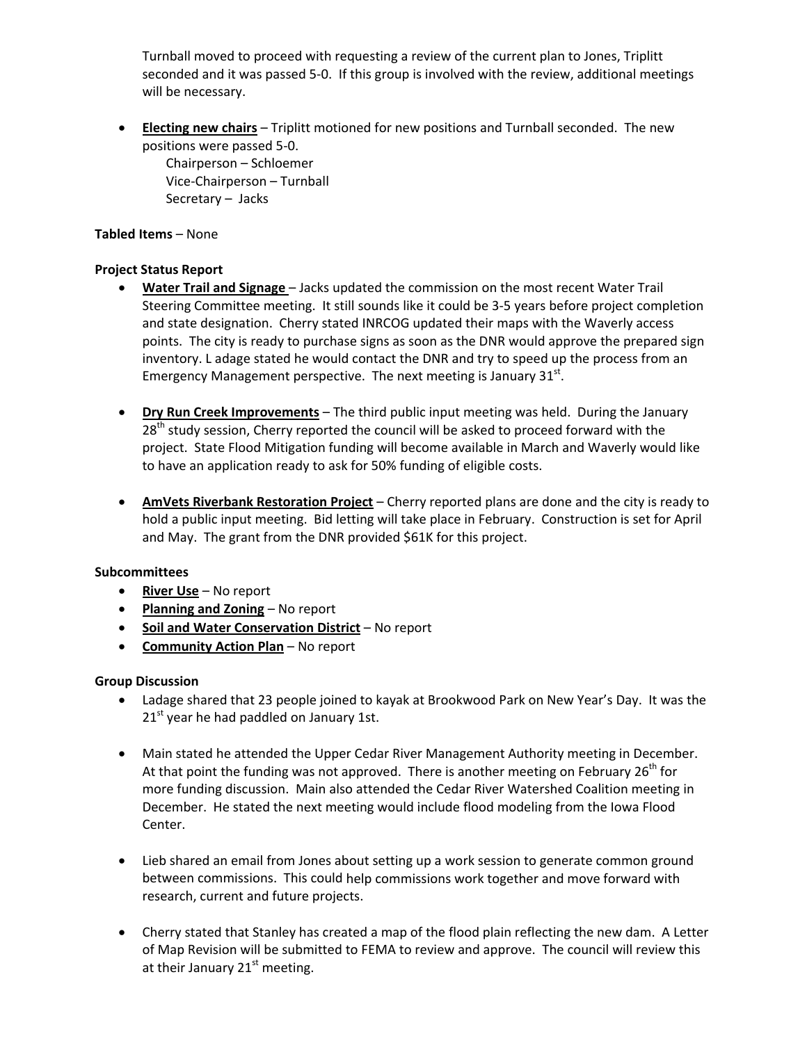Turnball moved to proceed with requesting a review of the current plan to Jones, Triplitt seconded and it was passed 5-0. If this group is involved with the review, additional meetings will be necessary.

- **Electing new chairs** – Triplitt motioned for new positions and Turnball seconded. The new positions were passed 5-0.
  - Chairperson – Schloemer
  - Vice-Chairperson – Turnball
  - Secretary – Jacks

**Tabled Items** – None

**Project Status Report**

- **Water Trail and Signage** – Jacks updated the commission on the most recent Water Trail Steering Committee meeting. It still sounds like it could be 3-5 years before project completion and state designation. Cherry stated INRCOG updated their maps with the Waverly access points. The city is ready to purchase signs as soon as the DNR would approve the prepared sign inventory. L adage stated he would contact the DNR and try to speed up the process from an Emergency Management perspective. The next meeting is January 31st.

- **Dry Run Creek Improvements** – The third public input meeting was held. During the January 28th study session, Cherry reported the council will be asked to proceed forward with the project. State Flood Mitigation funding will become available in March and Waverly would like to have an application ready to ask for 50% funding of eligible costs.

- **AmVets Riverbank Restoration Project** – Cherry reported plans are done and the city is ready to hold a public input meeting. Bid letting will take place in February. Construction is set for April and May. The grant from the DNR provided $61K for this project.

**Subcommittees**

- **River Use** – No report
- **Planning and Zoning** – No report
- **Soil and Water Conservation District** – No report
- **Community Action Plan** – No report

**Group Discussion**

- Ladage shared that 23 people joined to kayak at Brookwood Park on New Year's Day. It was the 21st year he had paddled on January 1st.

- Main stated he attended the Upper Cedar River Management Authority meeting in December. At that point the funding was not approved. There is another meeting on February 26th for more funding discussion. Main also attended the Cedar River Watershed Coalition meeting in December. He stated the next meeting would include flood modeling from the Iowa Flood Center.

- Lieb shared an email from Jones about setting up a work session to generate common ground between commissions. This could help commissions work together and move forward with research, current and future projects.

- Cherry stated that Stanley has created a map of the flood plain reflecting the new dam. A Letter of Map Revision will be submitted to FEMA to review and approve. The council will review this at their January 21st meeting.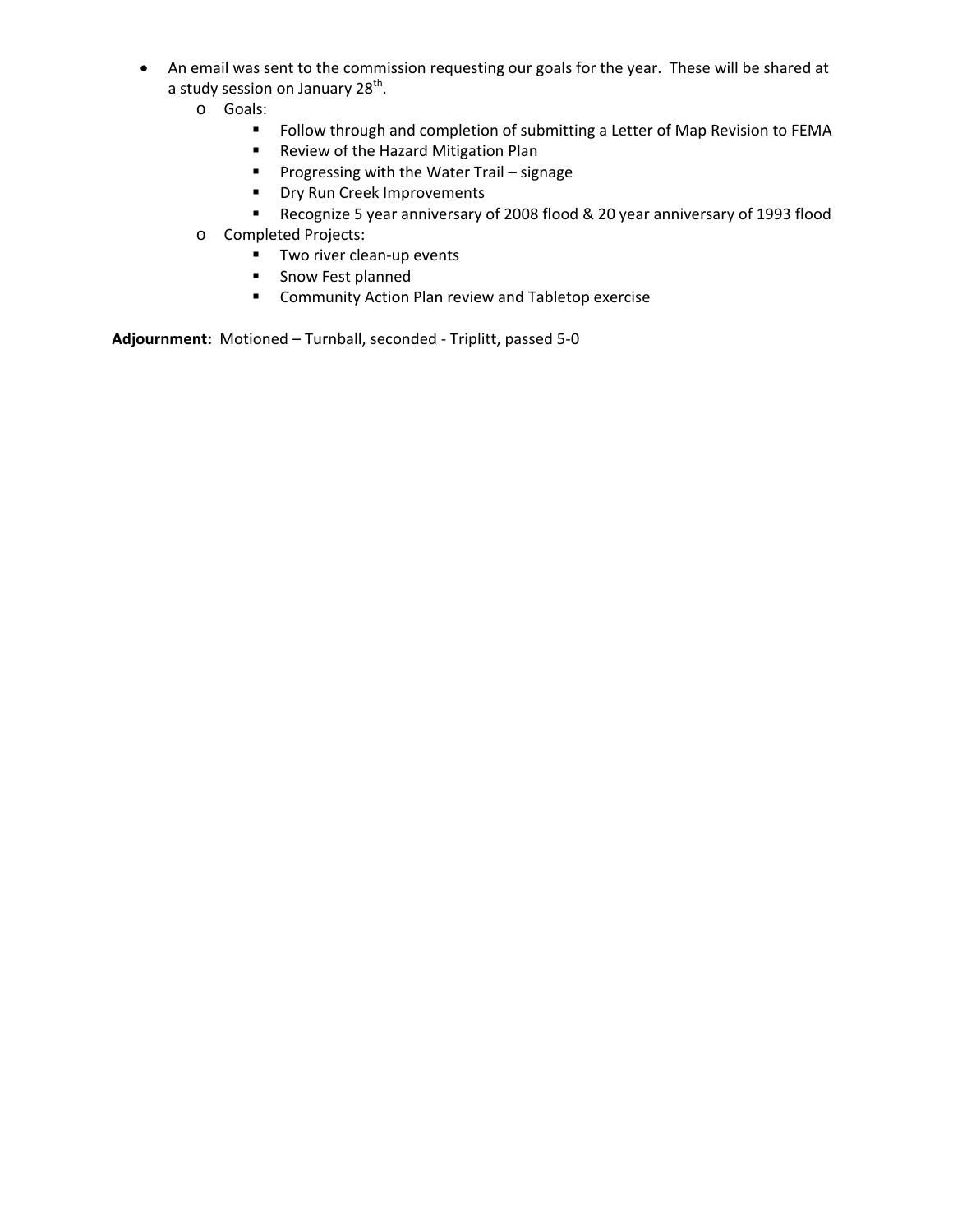- An email was sent to the commission requesting our goals for the year. These will be shared at a study session on January 28th.
  - Goals:
    - Follow through and completion of submitting a Letter of Map Revision to FEMA
    - Review of the Hazard Mitigation Plan
    - Progressing with the Water Trail – signage
    - Dry Run Creek Improvements
    - Recognize 5 year anniversary of 2008 flood & 20 year anniversary of 1993 flood
  - Completed Projects:
    - Two river clean-up events
    - Snow Fest planned
    - Community Action Plan review and Tabletop exercise

**Adjournment:** Motioned – Turnball, seconded - Triplitt, passed 5-0